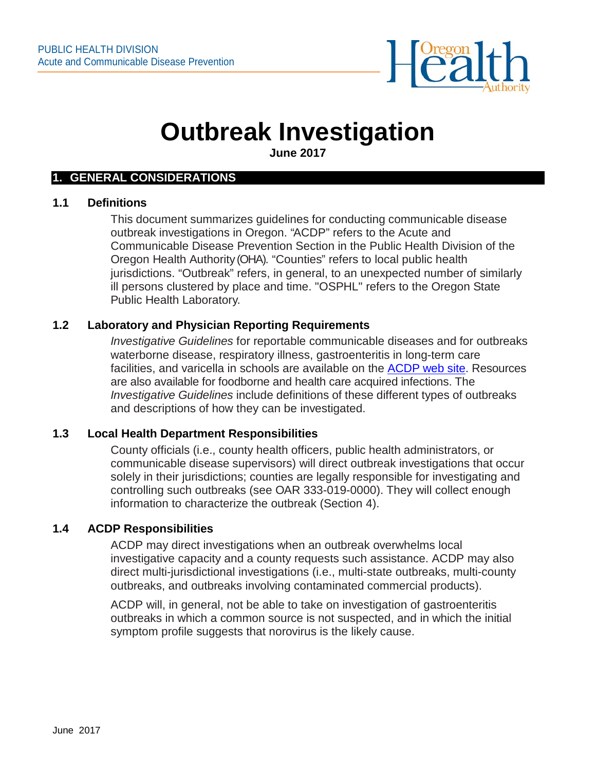PUBLIC HEALTH DIVISION
Acute and Communicable Disease Prevention

# Outbreak Investigation

**June 2017**

## 1. GENERAL CONSIDERATIONS

### 1.1 Definitions

This document summarizes guidelines for conducting communicable disease outbreak investigations in Oregon. "ACDP" refers to the Acute and Communicable Disease Prevention Section in the Public Health Division of the Oregon Health Authority (OHA). "Counties" refers to local public health jurisdictions. "Outbreak" refers, in general, to an unexpected number of similarly ill persons clustered by place and time. "OSPHL" refers to the Oregon State Public Health Laboratory.

### 1.2 Laboratory and Physician Reporting Requirements

*Investigative Guidelines* for reportable communicable diseases and for outbreaks waterborne disease, respiratory illness, gastroenteritis in long-term care facilities, and varicella in schools are available on the [ACDP web site](). Resources are also available for foodborne and health care acquired infections. The *Investigative Guidelines* include definitions of these different types of outbreaks and descriptions of how they can be investigated.

### 1.3 Local Health Department Responsibilities

County officials (i.e., county health officers, public health administrators, or communicable disease supervisors) will direct outbreak investigations that occur solely in their jurisdictions; counties are legally responsible for investigating and controlling such outbreaks (see OAR 333-019-0000). They will collect enough information to characterize the outbreak (Section 4).

### 1.4 ACDP Responsibilities

ACDP may direct investigations when an outbreak overwhelms local investigative capacity and a county requests such assistance. ACDP may also direct multi-jurisdictional investigations (i.e., multi-state outbreaks, multi-county outbreaks, and outbreaks involving contaminated commercial products).

ACDP will, in general, not be able to take on investigation of gastroenteritis outbreaks in which a common source is not suspected, and in which the initial symptom profile suggests that norovirus is the likely cause.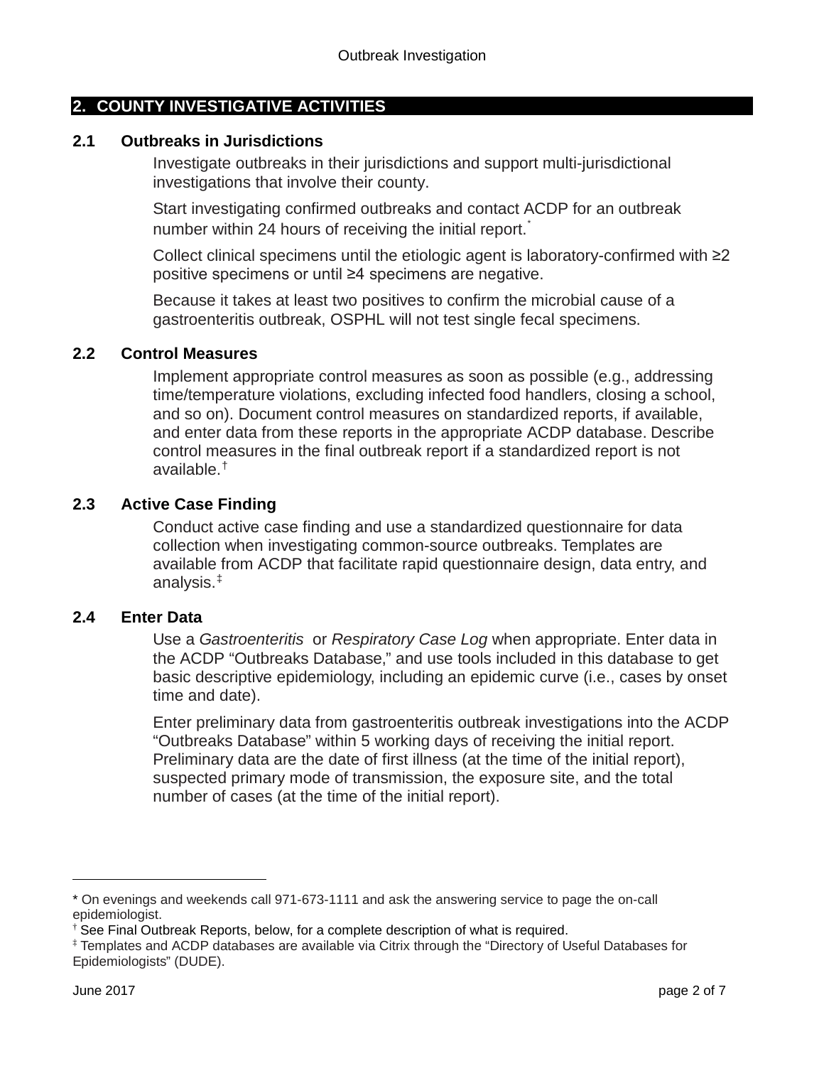## 2. COUNTY INVESTIGATIVE ACTIVITIES

### 2.1 Outbreaks in Jurisdictions

Investigate outbreaks in their jurisdictions and support multi-jurisdictional investigations that involve their county.

Start investigating confirmed outbreaks and contact ACDP for an outbreak number within 24 hours of receiving the initial report.[*]

Collect clinical specimens until the etiologic agent is laboratory-confirmed with ≥2 positive specimens or until ≥4 specimens are negative.

Because it takes at least two positives to confirm the microbial cause of a gastroenteritis outbreak, OSPHL will not test single fecal specimens.

### 2.2 Control Measures

Implement appropriate control measures as soon as possible (e.g., addressing time/temperature violations, excluding infected food handlers, closing a school, and so on). Document control measures on standardized reports, if available, and enter data from these reports in the appropriate ACDP database. Describe control measures in the final outbreak report if a standardized report is not available.[†]

### 2.3 Active Case Finding

Conduct active case finding and use a standardized questionnaire for data collection when investigating common-source outbreaks. Templates are available from ACDP that facilitate rapid questionnaire design, data entry, and analysis.[‡]

### 2.4 Enter Data

Use a *Gastroenteritis* or *Respiratory Case Log* when appropriate. Enter data in the ACDP "Outbreaks Database," and use tools included in this database to get basic descriptive epidemiology, including an epidemic curve (i.e., cases by onset time and date).

Enter preliminary data from gastroenteritis outbreak investigations into the ACDP "Outbreaks Database" within 5 working days of receiving the initial report. Preliminary data are the date of first illness (at the time of the initial report), suspected primary mode of transmission, the exposure site, and the total number of cases (at the time of the initial report).

---

[*] On evenings and weekends call 971-673-1111 and ask the answering service to page the on-call epidemiologist.

[†] See Final Outbreak Reports, below, for a complete description of what is required.

[‡] Templates and ACDP databases are available via Citrix through the "Directory of Useful Databases for Epidemiologists" (DUDE).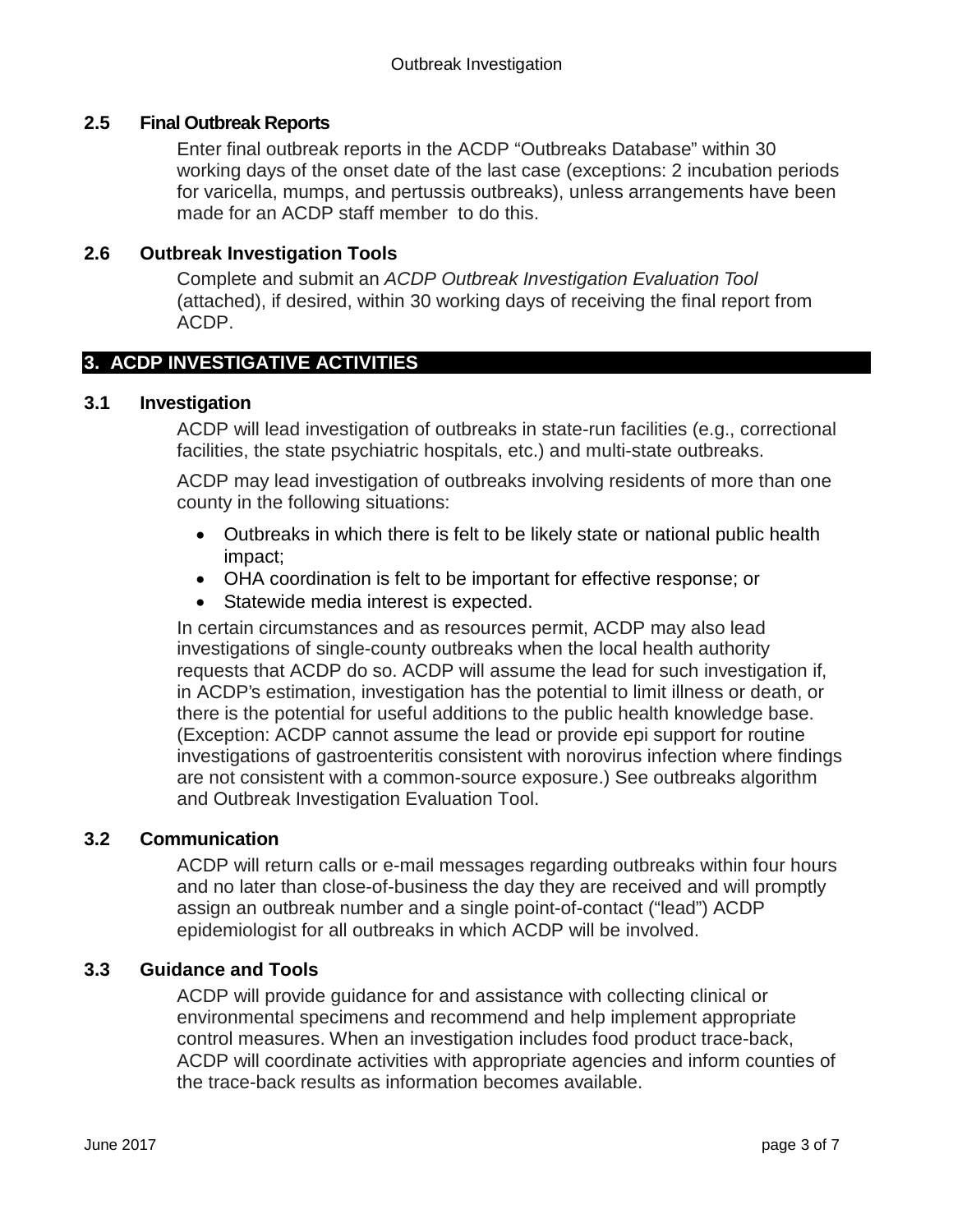### 2.5 Final Outbreak Reports

Enter final outbreak reports in the ACDP "Outbreaks Database" within 30 working days of the onset date of the last case (exceptions: 2 incubation periods for varicella, mumps, and pertussis outbreaks), unless arrangements have been made for an ACDP staff member to do this.

### 2.6 Outbreak Investigation Tools

Complete and submit an *ACDP Outbreak Investigation Evaluation Tool* (attached), if desired, within 30 working days of receiving the final report from ACDP.

## 3. ACDP INVESTIGATIVE ACTIVITIES

### 3.1 Investigation

ACDP will lead investigation of outbreaks in state-run facilities (e.g., correctional facilities, the state psychiatric hospitals, etc.) and multi-state outbreaks.

ACDP may lead investigation of outbreaks involving residents of more than one county in the following situations:

- Outbreaks in which there is felt to be likely state or national public health impact;
- OHA coordination is felt to be important for effective response; or
- Statewide media interest is expected.

In certain circumstances and as resources permit, ACDP may also lead investigations of single-county outbreaks when the local health authority requests that ACDP do so. ACDP will assume the lead for such investigation if, in ACDP's estimation, investigation has the potential to limit illness or death, or there is the potential for useful additions to the public health knowledge base. (Exception: ACDP cannot assume the lead or provide epi support for routine investigations of gastroenteritis consistent with norovirus infection where findings are not consistent with a common-source exposure.) See outbreaks algorithm and Outbreak Investigation Evaluation Tool.

### 3.2 Communication

ACDP will return calls or e-mail messages regarding outbreaks within four hours and no later than close-of-business the day they are received and will promptly assign an outbreak number and a single point-of-contact ("lead") ACDP epidemiologist for all outbreaks in which ACDP will be involved.

### 3.3 Guidance and Tools

ACDP will provide guidance for and assistance with collecting clinical or environmental specimens and recommend and help implement appropriate control measures. When an investigation includes food product trace-back, ACDP will coordinate activities with appropriate agencies and inform counties of the trace-back results as information becomes available.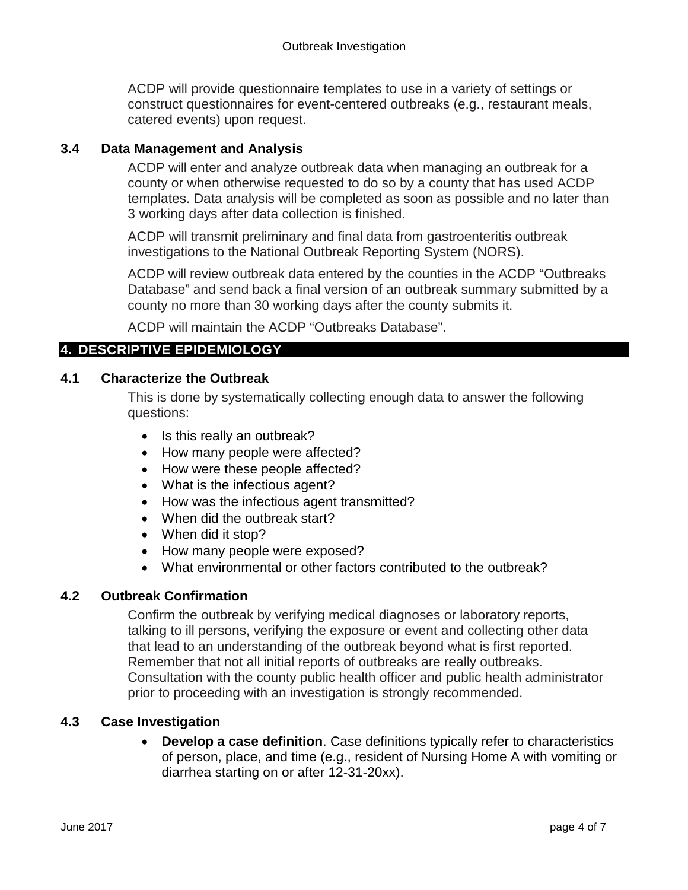ACDP will provide questionnaire templates to use in a variety of settings or construct questionnaires for event-centered outbreaks (e.g., restaurant meals, catered events) upon request.

### 3.4 Data Management and Analysis

ACDP will enter and analyze outbreak data when managing an outbreak for a county or when otherwise requested to do so by a county that has used ACDP templates. Data analysis will be completed as soon as possible and no later than 3 working days after data collection is finished.

ACDP will transmit preliminary and final data from gastroenteritis outbreak investigations to the National Outbreak Reporting System (NORS).

ACDP will review outbreak data entered by the counties in the ACDP "Outbreaks Database" and send back a final version of an outbreak summary submitted by a county no more than 30 working days after the county submits it.

ACDP will maintain the ACDP "Outbreaks Database".

## 4. DESCRIPTIVE EPIDEMIOLOGY

### 4.1 Characterize the Outbreak

This is done by systematically collecting enough data to answer the following questions:

- Is this really an outbreak?
- How many people were affected?
- How were these people affected?
- What is the infectious agent?
- How was the infectious agent transmitted?
- When did the outbreak start?
- When did it stop?
- How many people were exposed?
- What environmental or other factors contributed to the outbreak?

### 4.2 Outbreak Confirmation

Confirm the outbreak by verifying medical diagnoses or laboratory reports, talking to ill persons, verifying the exposure or event and collecting other data that lead to an understanding of the outbreak beyond what is first reported. Remember that not all initial reports of outbreaks are really outbreaks. Consultation with the county public health officer and public health administrator prior to proceeding with an investigation is strongly recommended.

### 4.3 Case Investigation

- **Develop a case definition**. Case definitions typically refer to characteristics of person, place, and time (e.g., resident of Nursing Home A with vomiting or diarrhea starting on or after 12-31-20xx).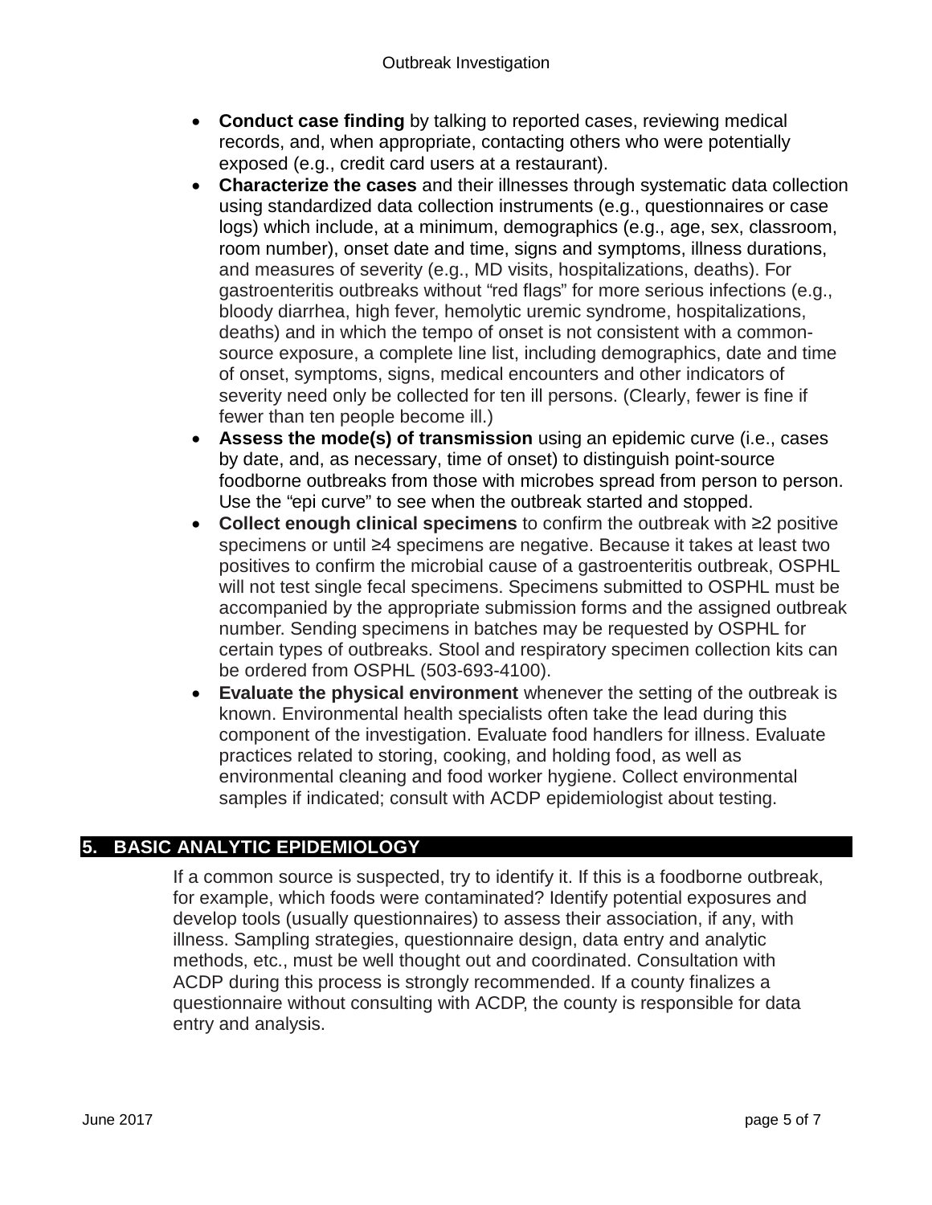- **Conduct case finding** by talking to reported cases, reviewing medical records, and, when appropriate, contacting others who were potentially exposed (e.g., credit card users at a restaurant).
- **Characterize the cases** and their illnesses through systematic data collection using standardized data collection instruments (e.g., questionnaires or case logs) which include, at a minimum, demographics (e.g., age, sex, classroom, room number), onset date and time, signs and symptoms, illness durations, and measures of severity (e.g., MD visits, hospitalizations, deaths). For gastroenteritis outbreaks without "red flags" for more serious infections (e.g., bloody diarrhea, high fever, hemolytic uremic syndrome, hospitalizations, deaths) and in which the tempo of onset is not consistent with a common-source exposure, a complete line list, including demographics, date and time of onset, symptoms, signs, medical encounters and other indicators of severity need only be collected for ten ill persons. (Clearly, fewer is fine if fewer than ten people become ill.)
- **Assess the mode(s) of transmission** using an epidemic curve (i.e., cases by date, and, as necessary, time of onset) to distinguish point-source foodborne outbreaks from those with microbes spread from person to person. Use the "epi curve" to see when the outbreak started and stopped.
- **Collect enough clinical specimens** to confirm the outbreak with ≥2 positive specimens or until ≥4 specimens are negative. Because it takes at least two positives to confirm the microbial cause of a gastroenteritis outbreak, OSPHL will not test single fecal specimens. Specimens submitted to OSPHL must be accompanied by the appropriate submission forms and the assigned outbreak number. Sending specimens in batches may be requested by OSPHL for certain types of outbreaks. Stool and respiratory specimen collection kits can be ordered from OSPHL (503-693-4100).
- **Evaluate the physical environment** whenever the setting of the outbreak is known. Environmental health specialists often take the lead during this component of the investigation. Evaluate food handlers for illness. Evaluate practices related to storing, cooking, and holding food, as well as environmental cleaning and food worker hygiene. Collect environmental samples if indicated; consult with ACDP epidemiologist about testing.

## 5. BASIC ANALYTIC EPIDEMIOLOGY

If a common source is suspected, try to identify it. If this is a foodborne outbreak, for example, which foods were contaminated? Identify potential exposures and develop tools (usually questionnaires) to assess their association, if any, with illness. Sampling strategies, questionnaire design, data entry and analytic methods, etc., must be well thought out and coordinated. Consultation with ACDP during this process is strongly recommended. If a county finalizes a questionnaire without consulting with ACDP, the county is responsible for data entry and analysis.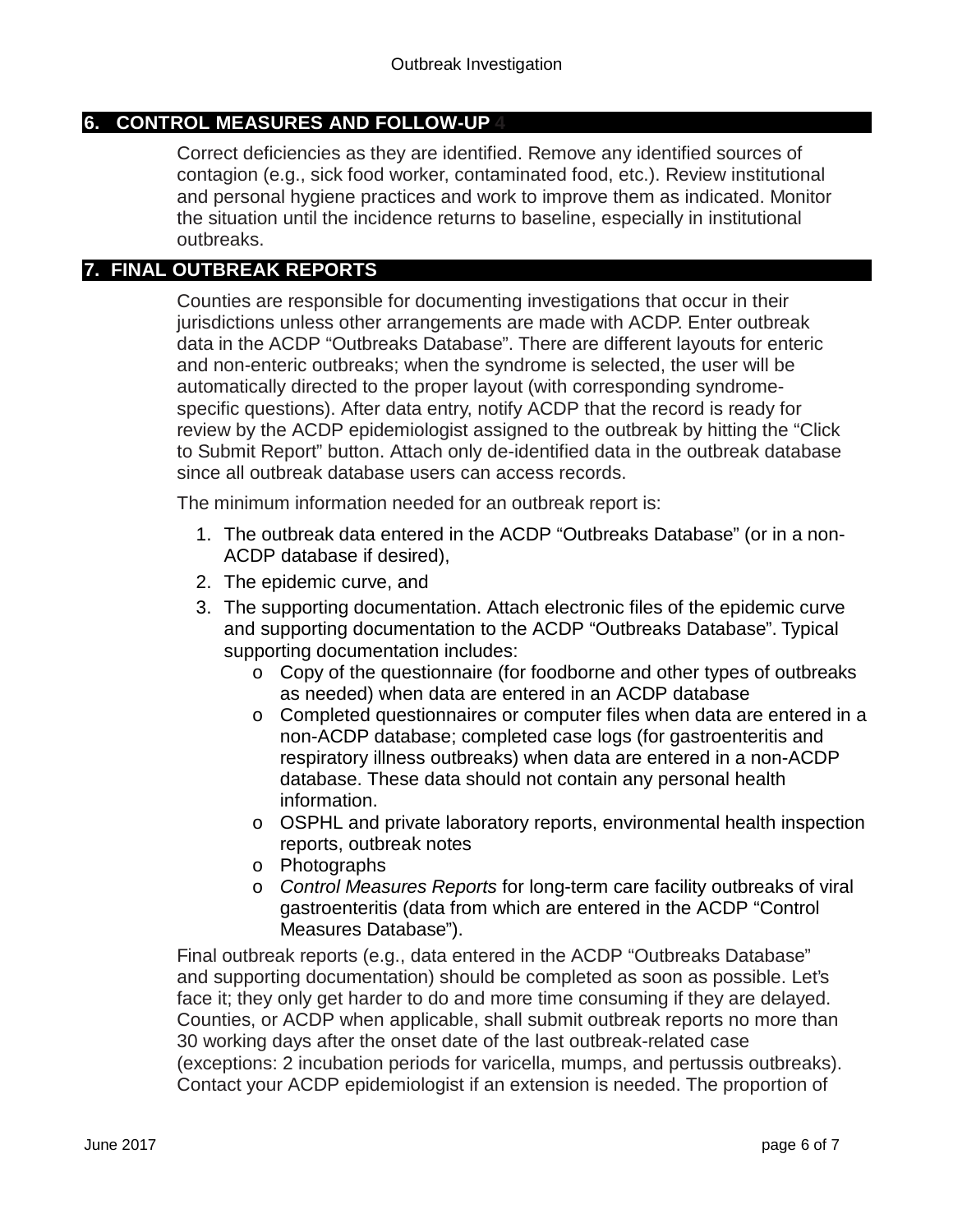## 6. CONTROL MEASURES AND FOLLOW-UP 4

Correct deficiencies as they are identified. Remove any identified sources of contagion (e.g., sick food worker, contaminated food, etc.). Review institutional and personal hygiene practices and work to improve them as indicated. Monitor the situation until the incidence returns to baseline, especially in institutional outbreaks.

## 7. FINAL OUTBREAK REPORTS

Counties are responsible for documenting investigations that occur in their jurisdictions unless other arrangements are made with ACDP. Enter outbreak data in the ACDP “Outbreaks Database”. There are different layouts for enteric and non-enteric outbreaks; when the syndrome is selected, the user will be automatically directed to the proper layout (with corresponding syndrome-specific questions). After data entry, notify ACDP that the record is ready for review by the ACDP epidemiologist assigned to the outbreak by hitting the “Click to Submit Report” button. Attach only de-identified data in the outbreak database since all outbreak database users can access records.

The minimum information needed for an outbreak report is:

1. The outbreak data entered in the ACDP “Outbreaks Database” (or in a non-ACDP database if desired),
2. The epidemic curve, and
3. The supporting documentation. Attach electronic files of the epidemic curve and supporting documentation to the ACDP “Outbreaks Database”. Typical supporting documentation includes:
   - Copy of the questionnaire (for foodborne and other types of outbreaks as needed) when data are entered in an ACDP database
   - Completed questionnaires or computer files when data are entered in a non-ACDP database; completed case logs (for gastroenteritis and respiratory illness outbreaks) when data are entered in a non-ACDP database. These data should not contain any personal health information.
   - OSPHL and private laboratory reports, environmental health inspection reports, outbreak notes
   - Photographs
   - *Control Measures Reports* for long-term care facility outbreaks of viral gastroenteritis (data from which are entered in the ACDP “Control Measures Database”).

Final outbreak reports (e.g., data entered in the ACDP “Outbreaks Database” and supporting documentation) should be completed as soon as possible. Let’s face it; they only get harder to do and more time consuming if they are delayed. Counties, or ACDP when applicable, shall submit outbreak reports no more than 30 working days after the onset date of the last outbreak-related case (exceptions: 2 incubation periods for varicella, mumps, and pertussis outbreaks). Contact your ACDP epidemiologist if an extension is needed. The proportion of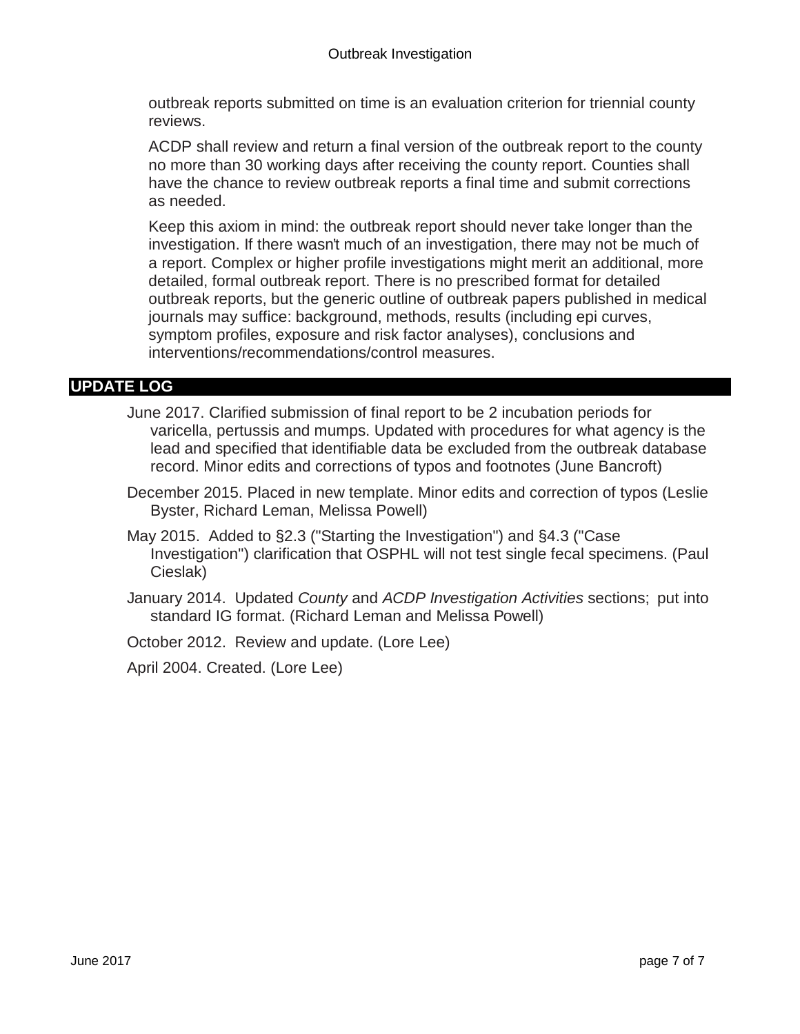outbreak reports submitted on time is an evaluation criterion for triennial county reviews.

ACDP shall review and return a final version of the outbreak report to the county no more than 30 working days after receiving the county report. Counties shall have the chance to review outbreak reports a final time and submit corrections as needed.

Keep this axiom in mind: the outbreak report should never take longer than the investigation. If there wasn't much of an investigation, there may not be much of a report. Complex or higher profile investigations might merit an additional, more detailed, formal outbreak report. There is no prescribed format for detailed outbreak reports, but the generic outline of outbreak papers published in medical journals may suffice: background, methods, results (including epi curves, symptom profiles, exposure and risk factor analyses), conclusions and interventions/recommendations/control measures.

## UPDATE LOG

June 2017. Clarified submission of final report to be 2 incubation periods for varicella, pertussis and mumps. Updated with procedures for what agency is the lead and specified that identifiable data be excluded from the outbreak database record. Minor edits and corrections of typos and footnotes (June Bancroft)

December 2015. Placed in new template. Minor edits and correction of typos (Leslie Byster, Richard Leman, Melissa Powell)

May 2015. Added to §2.3 ("Starting the Investigation") and §4.3 ("Case Investigation") clarification that OSPHL will not test single fecal specimens. (Paul Cieslak)

January 2014. Updated *County* and *ACDP Investigation Activities* sections; put into standard IG format. (Richard Leman and Melissa Powell)

October 2012. Review and update. (Lore Lee)

April 2004. Created. (Lore Lee)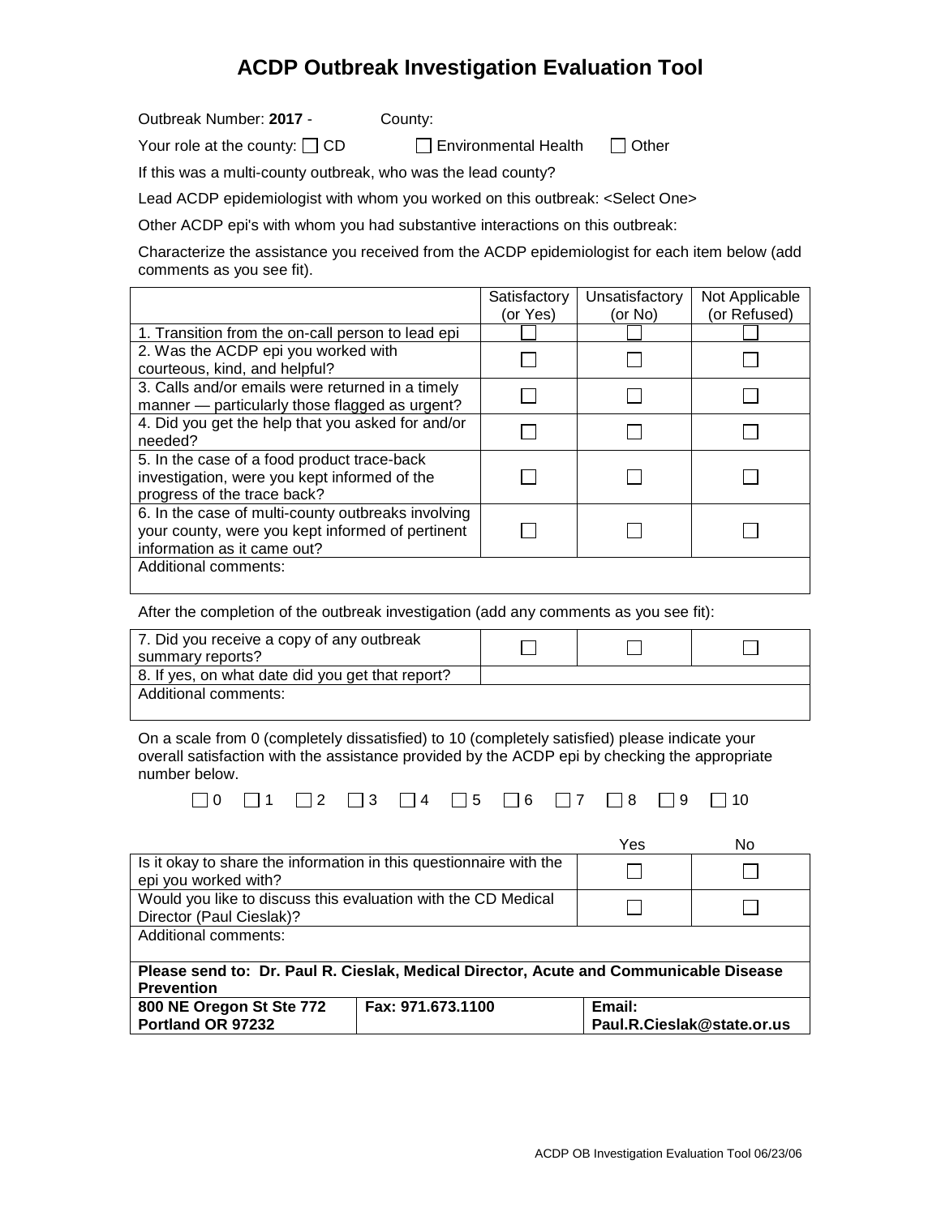# ACDP Outbreak Investigation Evaluation Tool

Outbreak Number: **2017** - County:

Your role at the county: ☐ CD ☐ Environmental Health ☐ Other

If this was a multi-county outbreak, who was the lead county?

Lead ACDP epidemiologist with whom you worked on this outbreak: <Select One>

Other ACDP epi's with whom you had substantive interactions on this outbreak:

Characterize the assistance you received from the ACDP epidemiologist for each item below (add comments as you see fit).

| | Satisfactory (or Yes) | Unsatisfactory (or No) | Not Applicable (or Refused) |
|---|---|---|---|
| 1. Transition from the on-call person to lead epi | ☐ | ☐ | ☐ |
| 2. Was the ACDP epi you worked with courteous, kind, and helpful? | ☐ | ☐ | ☐ |
| 3. Calls and/or emails were returned in a timely manner — particularly those flagged as urgent? | ☐ | ☐ | ☐ |
| 4. Did you get the help that you asked for and/or needed? | ☐ | ☐ | ☐ |
| 5. In the case of a food product trace-back investigation, were you kept informed of the progress of the trace back? | ☐ | ☐ | ☐ |
| 6. In the case of multi-county outbreaks involving your county, were you kept informed of pertinent information as it came out? | ☐ | ☐ | ☐ |
| Additional comments: | | | |

After the completion of the outbreak investigation (add any comments as you see fit):

| | | | |
|---|---|---|---|
| 7. Did you receive a copy of any outbreak summary reports? | ☐ | ☐ | ☐ |
| 8. If yes, on what date did you get that report? | | | |
| Additional comments: | | | |

On a scale from 0 (completely dissatisfied) to 10 (completely satisfied) please indicate your overall satisfaction with the assistance provided by the ACDP epi by checking the appropriate number below.

☐ 0 ☐ 1 ☐ 2 ☐ 3 ☐ 4 ☐ 5 ☐ 6 ☐ 7 ☐ 8 ☐ 9 ☐ 10

| | Yes | No |
|---|---|---|
| Is it okay to share the information in this questionnaire with the epi you worked with? | ☐ | ☐ |
| Would you like to discuss this evaluation with the CD Medical Director (Paul Cieslak)? | ☐ | ☐ |
| Additional comments: | | |

| **Please send to: Dr. Paul R. Cieslak, Medical Director, Acute and Communicable Disease Prevention** | | |
|---|---|---|
| **800 NE Oregon St Ste 772 Portland OR 97232** | **Fax: 971.673.1100** | **Email: Paul.R.Cieslak@state.or.us** |

ACDP OB Investigation Evaluation Tool 06/23/06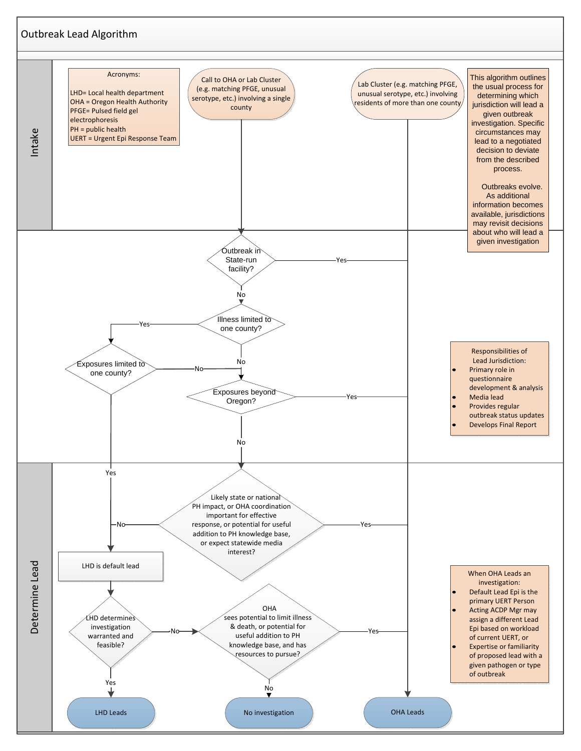# Outbreak Lead Algorithm

## Intake

**Acronyms:**

LHD= Local health department
OHA = Oregon Health Authority
PFGE= Pulsed field gel electrophoresis
PH = public health
UERT = Urgent Epi Response Team

Call to OHA or Lab Cluster (e.g. matching PFGE, unusual serotype, etc.) involving a single county

Lab Cluster (e.g. matching PFGE, unusual serotype, etc.) involving residents of more than one county

This algorithm outlines the usual process for determining which jurisdiction will lead a given outbreak investigation. Specific circumstances may lead to a negotiated decision to deviate from the described process.

Outbreaks evolve. As additional information becomes available, jurisdictions may revisit decisions about who will lead a given investigation

Outbreak in State-run facility?

Yes

No

Illness limited to one county?

Yes

No

Exposures limited to one county?

No

Exposures beyond Oregon?

Yes

No

**Responsibilities of Lead Jurisdiction:**

- Primary role in questionnaire development & analysis
- Media lead
- Provides regular outbreak status updates
- Develops Final Report

## Determine Lead

Yes

Likely state or national PH impact, or OHA coordination important for effective response, or potential for useful addition to PH knowledge base, or expect statewide media interest?

No

Yes

LHD is default lead

LHD determines investigation warranted and feasible?

No

OHA sees potential to limit illness & death, or potential for useful addition to PH knowledge base, and has resources to pursue?

Yes

Yes

No

LHD Leads

No investigation

OHA Leads

**When OHA Leads an investigation:**

- Default Lead Epi is the primary UERT Person
- Acting ACDP Mgr may assign a different Lead Epi based on workload of current UERT, or
- Expertise or familiarity of proposed lead with a given pathogen or type of outbreak